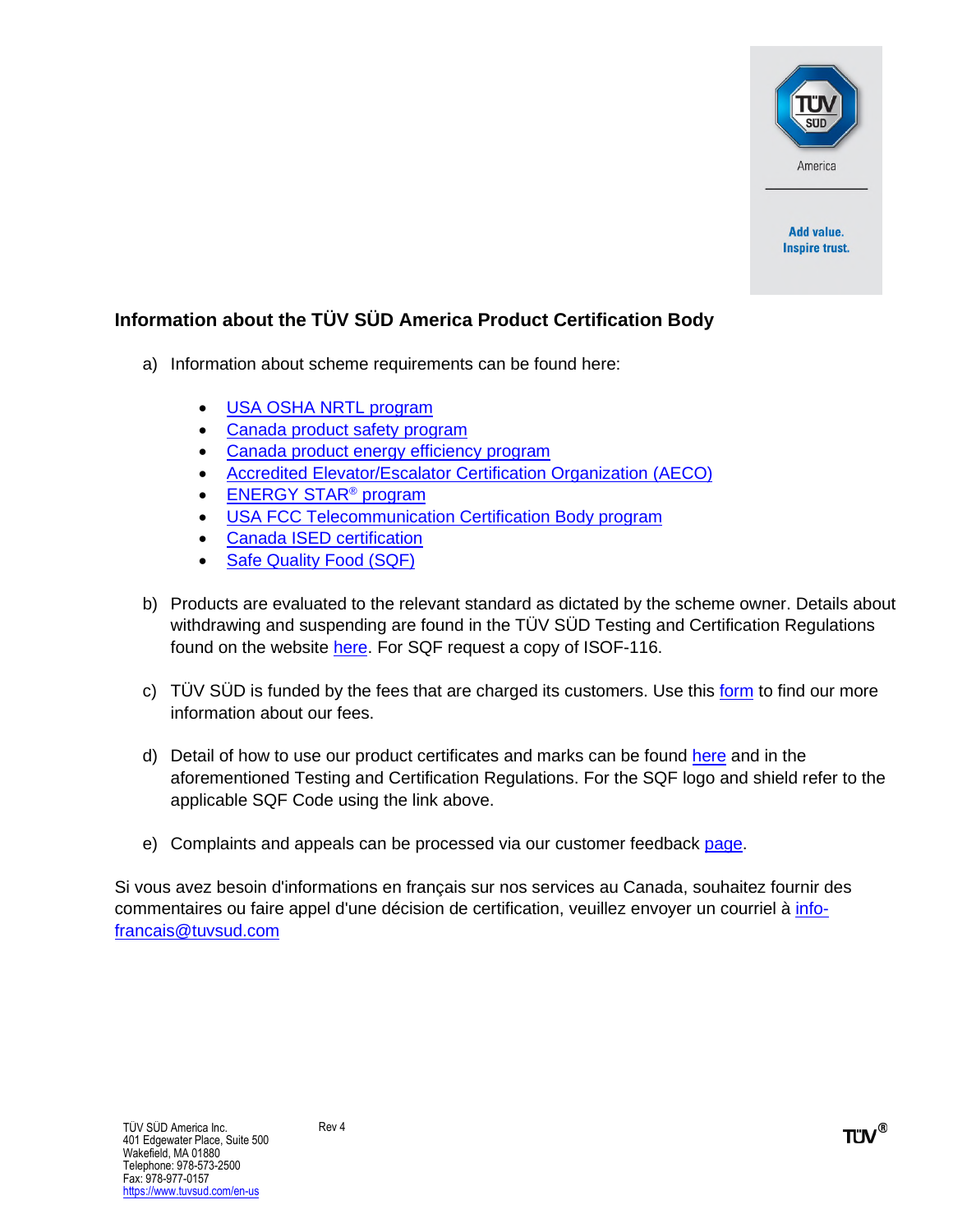## Information about the TÜV SÜD America Product Certification Body

a) Information about scheme requirements can be found here:

- USA OSHA NRTL program
- Canada product safety program
- Canada product energy efficiency program
- Accredited Elevator/Escalator Certification Organization (AECO)
- ENERGY STAR® program
- USA FCC Telecommunication Certification Body program
- Canada ISED certification
- Safe Quality Food (SQF)

b) Products are evaluated to the relevant standard as dictated by the scheme owner. Details about withdrawing and suspending are found in the TÜV SÜD Testing and Certification Regulations found on the website here. For SQF request a copy of ISOF-116.

c) TÜV SÜD is funded by the fees that are charged its customers. Use this form to find our more information about our fees.

d) Detail of how to use our product certificates and marks can be found here and in the aforementioned Testing and Certification Regulations. For the SQF logo and shield refer to the applicable SQF Code using the link above.

e) Complaints and appeals can be processed via our customer feedback page.

Si vous avez besoin d'informations en français sur nos services au Canada, souhaitez fournir des commentaires ou faire appel d'une décision de certification, veuillez envoyer un courriel à info-francais@tuvsud.com

TÜV SÜD America Inc.
401 Edgewater Place, Suite 500
Wakefield, MA 01880
Telephone: 978-573-2500
Fax: 978-977-0157
https://www.tuvsud.com/en-us

Rev 4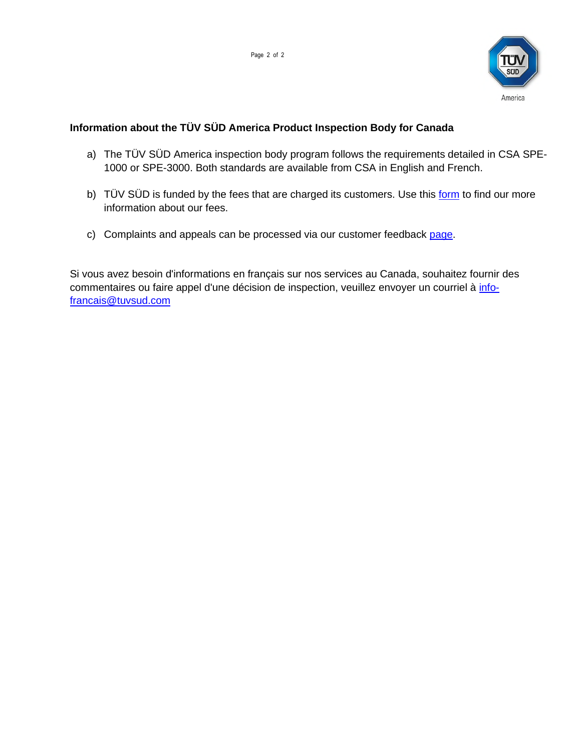## Information about the TÜV SÜD America Product Inspection Body for Canada

a) The TÜV SÜD America inspection body program follows the requirements detailed in CSA SPE-1000 or SPE-3000. Both standards are available from CSA in English and French.

b) TÜV SÜD is funded by the fees that are charged its customers. Use this form to find our more information about our fees.

c) Complaints and appeals can be processed via our customer feedback page.

Si vous avez besoin d'informations en français sur nos services au Canada, souhaitez fournir des commentaires ou faire appel d'une décision de inspection, veuillez envoyer un courriel à info-francais@tuvsud.com